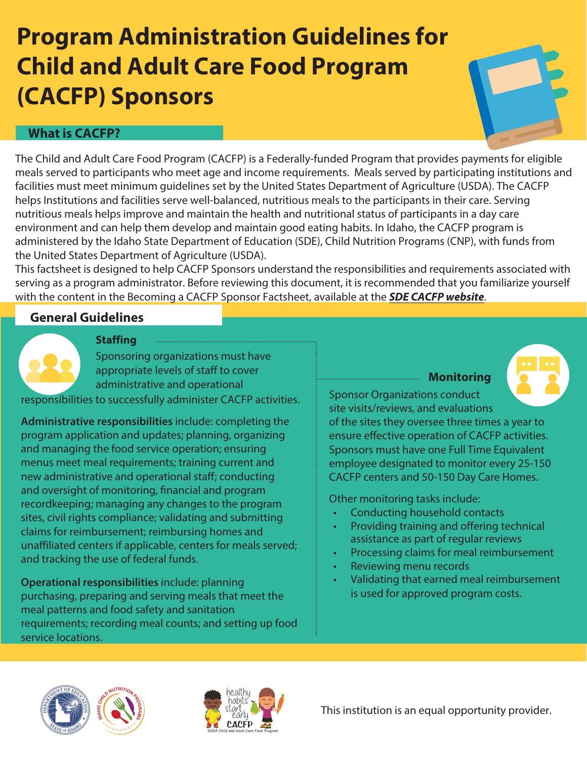# Program Administration Guidelines for Child and Adult Care Food Program (CACFP) Sponsors

## What is CACFP?

The Child and Adult Care Food Program (CACFP) is a Federally-funded Program that provides payments for eligible meals served to participants who meet age and income requirements. Meals served by participating institutions and facilities must meet minimum guidelines set by the United States Department of Agriculture (USDA). The CACFP helps Institutions and facilities serve well-balanced, nutritious meals to the participants in their care. Serving nutritious meals helps improve and maintain the health and nutritional status of participants in a day care environment and can help them develop and maintain good eating habits. In Idaho, the CACFP program is administered by the Idaho State Department of Education (SDE), Child Nutrition Programs (CNP), with funds from the United States Department of Agriculture (USDA).

This factsheet is designed to help CACFP Sponsors understand the responsibilities and requirements associated with serving as a program administrator. Before reviewing this document, it is recommended that you familiarize yourself with the content in the Becoming a CACFP Sponsor Factsheet, available at the ***SDE CACFP website***.

## General Guidelines

### Staffing

Sponsoring organizations must have appropriate levels of staff to cover administrative and operational responsibilities to successfully administer CACFP activities.

**Administrative responsibilities** include: completing the program application and updates; planning, organizing and managing the food service operation; ensuring menus meet meal requirements; training current and new administrative and operational staff; conducting and oversight of monitoring, financial and program recordkeeping; managing any changes to the program sites, civil rights compliance; validating and submitting claims for reimbursement; reimbursing homes and unaffiliated centers if applicable, centers for meals served; and tracking the use of federal funds.

**Operational responsibilities** include: planning purchasing, preparing and serving meals that meet the meal patterns and food safety and sanitation requirements; recording meal counts; and setting up food service locations.

### Monitoring

Sponsor Organizations conduct site visits/reviews, and evaluations of the sites they oversee three times a year to ensure effective operation of CACFP activities. Sponsors must have one Full Time Equivalent employee designated to monitor every 25-150 CACFP centers and 50-150 Day Care Homes.

Other monitoring tasks include:

- Conducting household contacts
- Providing training and offering technical assistance as part of regular reviews
- Processing claims for meal reimbursement
- Reviewing menu records
- Validating that earned meal reimbursement is used for approved program costs.

This institution is an equal opportunity provider.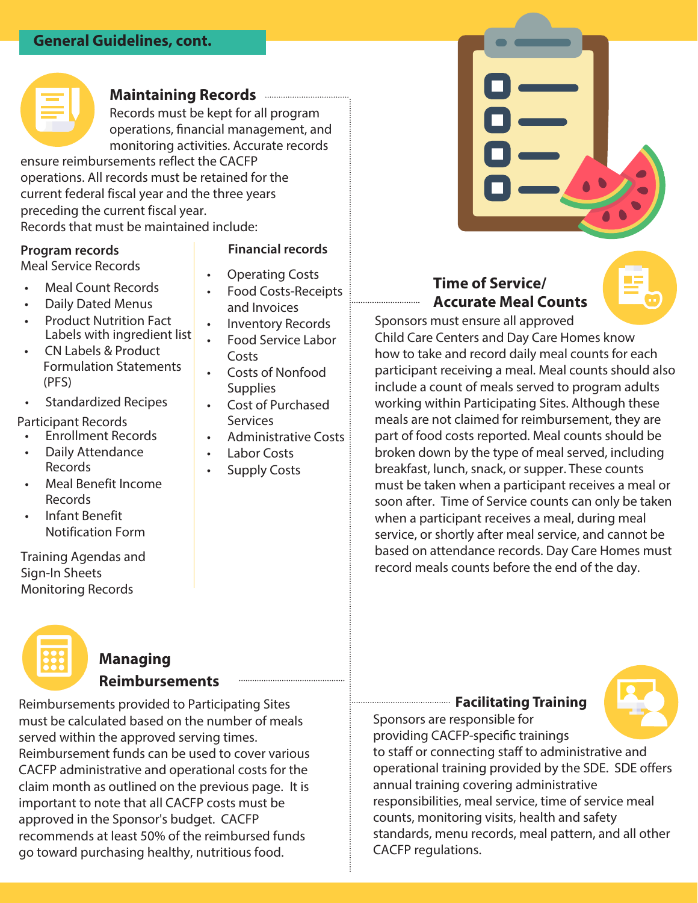## General Guidelines, cont.

### Maintaining Records

Records must be kept for all program operations, financial management, and monitoring activities. Accurate records ensure reimbursements reflect the CACFP operations. All records must be retained for the current federal fiscal year and the three years preceding the current fiscal year.

Records that must be maintained include:

**Program records**

Meal Service Records

- Meal Count Records
- Daily Dated Menus
- Product Nutrition Fact Labels with ingredient list
- CN Labels & Product Formulation Statements (PFS)
- Standardized Recipes

Participant Records

- Enrollment Records
- Daily Attendance Records
- Meal Benefit Income Records
- Infant Benefit Notification Form

Training Agendas and Sign-In Sheets

Monitoring Records

**Financial records**

- Operating Costs
- Food Costs-Receipts and Invoices
- Inventory Records
- Food Service Labor Costs
- Costs of Nonfood Supplies
- Cost of Purchased Services
- Administrative Costs
- Labor Costs
- Supply Costs

### Managing Reimbursements

Reimbursements provided to Participating Sites must be calculated based on the number of meals served within the approved serving times. Reimbursement funds can be used to cover various CACFP administrative and operational costs for the claim month as outlined on the previous page. It is important to note that all CACFP costs must be approved in the Sponsor's budget. CACFP recommends at least 50% of the reimbursed funds go toward purchasing healthy, nutritious food.

### Time of Service/ Accurate Meal Counts

Sponsors must ensure all approved Child Care Centers and Day Care Homes know how to take and record daily meal counts for each participant receiving a meal. Meal counts should also include a count of meals served to program adults working within Participating Sites. Although these meals are not claimed for reimbursement, they are part of food costs reported. Meal counts should be broken down by the type of meal served, including breakfast, lunch, snack, or supper. These counts must be taken when a participant receives a meal or soon after. Time of Service counts can only be taken when a participant receives a meal, during meal service, or shortly after meal service, and cannot be based on attendance records. Day Care Homes must record meals counts before the end of the day.

### Facilitating Training

Sponsors are responsible for providing CACFP-specific trainings to staff or connecting staff to administrative and operational training provided by the SDE. SDE offers annual training covering administrative responsibilities, meal service, time of service meal counts, monitoring visits, health and safety standards, menu records, meal pattern, and all other CACFP regulations.